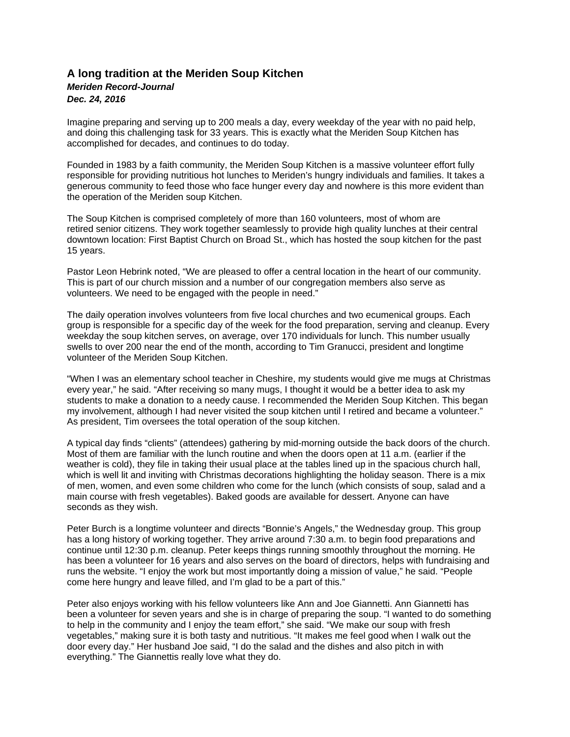# A long tradition at the Meriden Soup Kitchen

***Meriden Record-Journal***
***Dec. 24, 2016***

Imagine preparing and serving up to 200 meals a day, every weekday of the year with no paid help, and doing this challenging task for 33 years. This is exactly what the Meriden Soup Kitchen has accomplished for decades, and continues to do today.

Founded in 1983 by a faith community, the Meriden Soup Kitchen is a massive volunteer effort fully responsible for providing nutritious hot lunches to Meriden's hungry individuals and families. It takes a generous community to feed those who face hunger every day and nowhere is this more evident than the operation of the Meriden soup Kitchen.

The Soup Kitchen is comprised completely of more than 160 volunteers, most of whom are retired senior citizens. They work together seamlessly to provide high quality lunches at their central downtown location: First Baptist Church on Broad St., which has hosted the soup kitchen for the past 15 years.

Pastor Leon Hebrink noted, "We are pleased to offer a central location in the heart of our community. This is part of our church mission and a number of our congregation members also serve as volunteers. We need to be engaged with the people in need."

The daily operation involves volunteers from five local churches and two ecumenical groups. Each group is responsible for a specific day of the week for the food preparation, serving and cleanup. Every weekday the soup kitchen serves, on average, over 170 individuals for lunch. This number usually swells to over 200 near the end of the month, according to Tim Granucci, president and longtime volunteer of the Meriden Soup Kitchen.

"When I was an elementary school teacher in Cheshire, my students would give me mugs at Christmas every year," he said. "After receiving so many mugs, I thought it would be a better idea to ask my students to make a donation to a needy cause. I recommended the Meriden Soup Kitchen. This began my involvement, although I had never visited the soup kitchen until I retired and became a volunteer." As president, Tim oversees the total operation of the soup kitchen.

A typical day finds "clients" (attendees) gathering by mid-morning outside the back doors of the church. Most of them are familiar with the lunch routine and when the doors open at 11 a.m. (earlier if the weather is cold), they file in taking their usual place at the tables lined up in the spacious church hall, which is well lit and inviting with Christmas decorations highlighting the holiday season. There is a mix of men, women, and even some children who come for the lunch (which consists of soup, salad and a main course with fresh vegetables). Baked goods are available for dessert. Anyone can have seconds as they wish.

Peter Burch is a longtime volunteer and directs "Bonnie's Angels," the Wednesday group. This group has a long history of working together. They arrive around 7:30 a.m. to begin food preparations and continue until 12:30 p.m. cleanup. Peter keeps things running smoothly throughout the morning. He has been a volunteer for 16 years and also serves on the board of directors, helps with fundraising and runs the website. "I enjoy the work but most importantly doing a mission of value," he said. "People come here hungry and leave filled, and I'm glad to be a part of this."

Peter also enjoys working with his fellow volunteers like Ann and Joe Giannetti. Ann Giannetti has been a volunteer for seven years and she is in charge of preparing the soup. "I wanted to do something to help in the community and I enjoy the team effort," she said. "We make our soup with fresh vegetables," making sure it is both tasty and nutritious. "It makes me feel good when I walk out the door every day." Her husband Joe said, "I do the salad and the dishes and also pitch in with everything." The Giannettis really love what they do.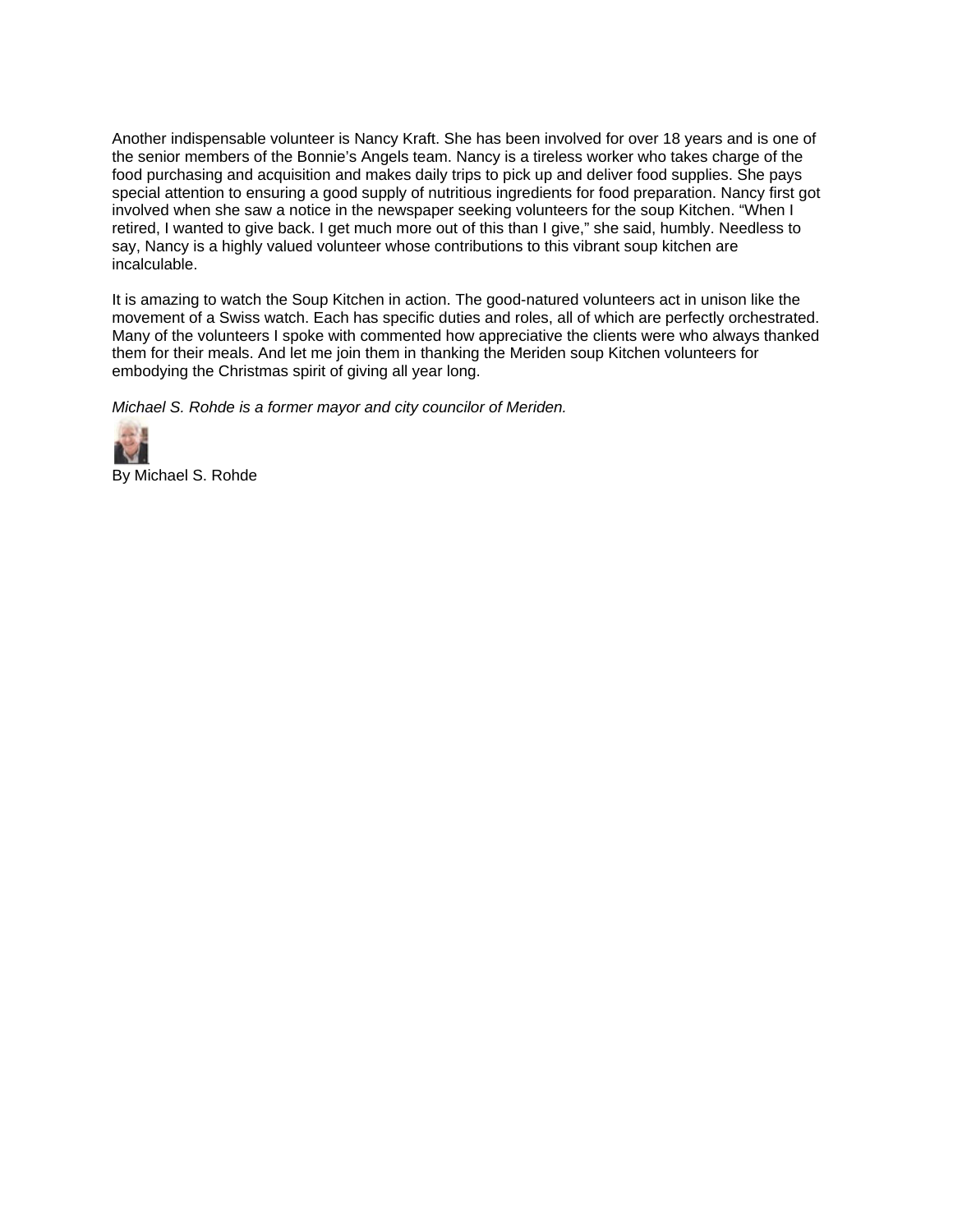Another indispensable volunteer is Nancy Kraft. She has been involved for over 18 years and is one of the senior members of the Bonnie's Angels team. Nancy is a tireless worker who takes charge of the food purchasing and acquisition and makes daily trips to pick up and deliver food supplies. She pays special attention to ensuring a good supply of nutritious ingredients for food preparation. Nancy first got involved when she saw a notice in the newspaper seeking volunteers for the soup Kitchen. "When I retired, I wanted to give back. I get much more out of this than I give," she said, humbly. Needless to say, Nancy is a highly valued volunteer whose contributions to this vibrant soup kitchen are incalculable.

It is amazing to watch the Soup Kitchen in action. The good-natured volunteers act in unison like the movement of a Swiss watch. Each has specific duties and roles, all of which are perfectly orchestrated. Many of the volunteers I spoke with commented how appreciative the clients were who always thanked them for their meals. And let me join them in thanking the Meriden soup Kitchen volunteers for embodying the Christmas spirit of giving all year long.

*Michael S. Rohde is a former mayor and city councilor of Meriden.*

By Michael S. Rohde